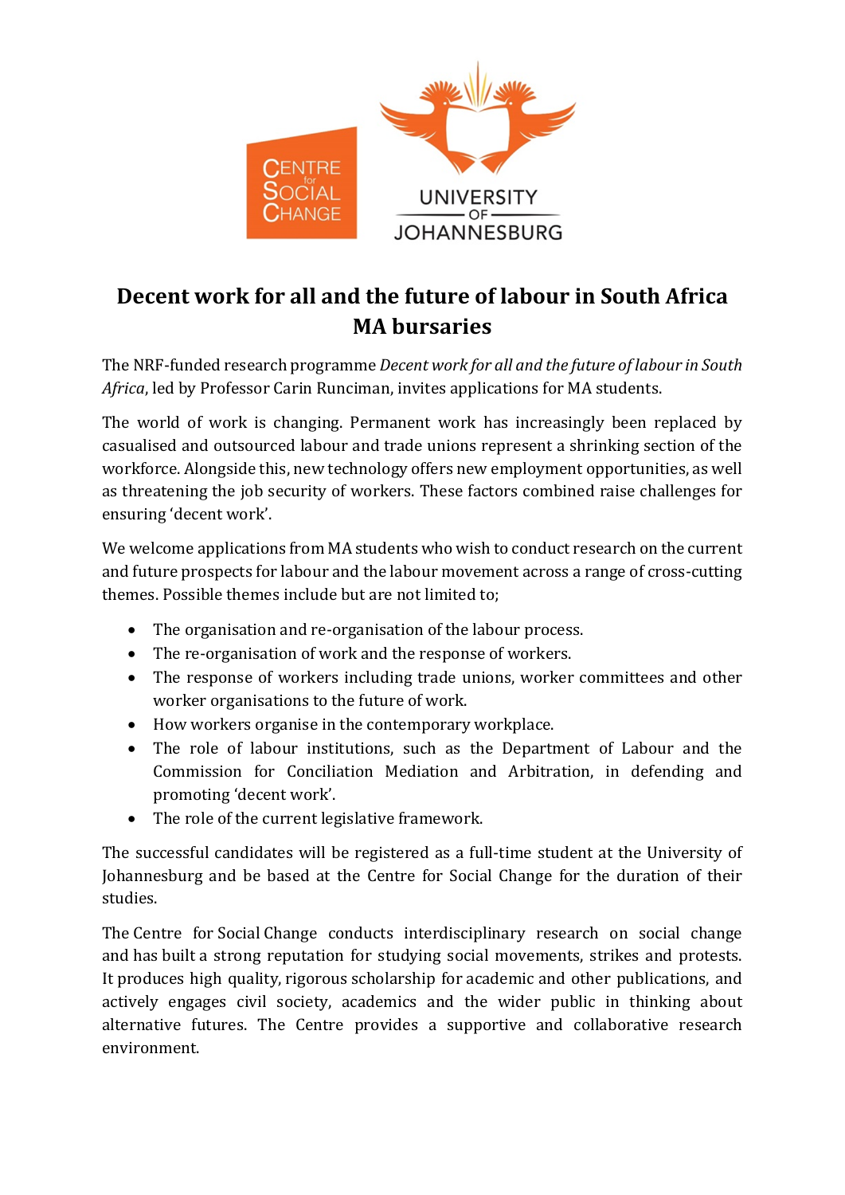# Decent work for all and the future of labour in South Africa MA bursaries

The NRF-funded research programme *Decent work for all and the future of labour in South Africa*, led by Professor Carin Runciman, invites applications for MA students.

The world of work is changing. Permanent work has increasingly been replaced by casualised and outsourced labour and trade unions represent a shrinking section of the workforce. Alongside this, new technology offers new employment opportunities, as well as threatening the job security of workers. These factors combined raise challenges for ensuring 'decent work'.

We welcome applications from MA students who wish to conduct research on the current and future prospects for labour and the labour movement across a range of cross-cutting themes. Possible themes include but are not limited to;

- The organisation and re-organisation of the labour process.
- The re-organisation of work and the response of workers.
- The response of workers including trade unions, worker committees and other worker organisations to the future of work.
- How workers organise in the contemporary workplace.
- The role of labour institutions, such as the Department of Labour and the Commission for Conciliation Mediation and Arbitration, in defending and promoting 'decent work'.
- The role of the current legislative framework.

The successful candidates will be registered as a full-time student at the University of Johannesburg and be based at the Centre for Social Change for the duration of their studies.

The Centre for Social Change conducts interdisciplinary research on social change and has built a strong reputation for studying social movements, strikes and protests. It produces high quality, rigorous scholarship for academic and other publications, and actively engages civil society, academics and the wider public in thinking about alternative futures. The Centre provides a supportive and collaborative research environment.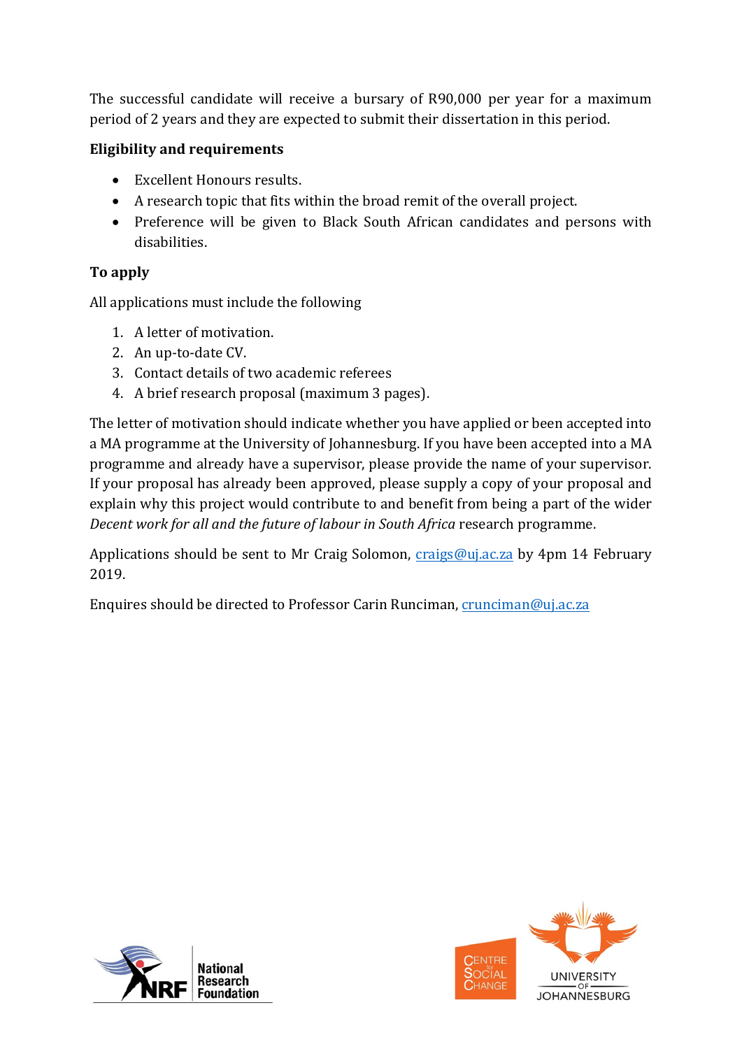The successful candidate will receive a bursary of R90,000 per year for a maximum period of 2 years and they are expected to submit their dissertation in this period.

**Eligibility and requirements**

- Excellent Honours results.
- A research topic that fits within the broad remit of the overall project.
- Preference will be given to Black South African candidates and persons with disabilities.

**To apply**

All applications must include the following

1. A letter of motivation.
2. An up-to-date CV.
3. Contact details of two academic referees
4. A brief research proposal (maximum 3 pages).

The letter of motivation should indicate whether you have applied or been accepted into a MA programme at the University of Johannesburg. If you have been accepted into a MA programme and already have a supervisor, please provide the name of your supervisor. If your proposal has already been approved, please supply a copy of your proposal and explain why this project would contribute to and benefit from being a part of the wider *Decent work for all and the future of labour in South Africa* research programme.

Applications should be sent to Mr Craig Solomon, craigs@uj.ac.za by 4pm 14 February 2019.

Enquires should be directed to Professor Carin Runciman, crunciman@uj.ac.za